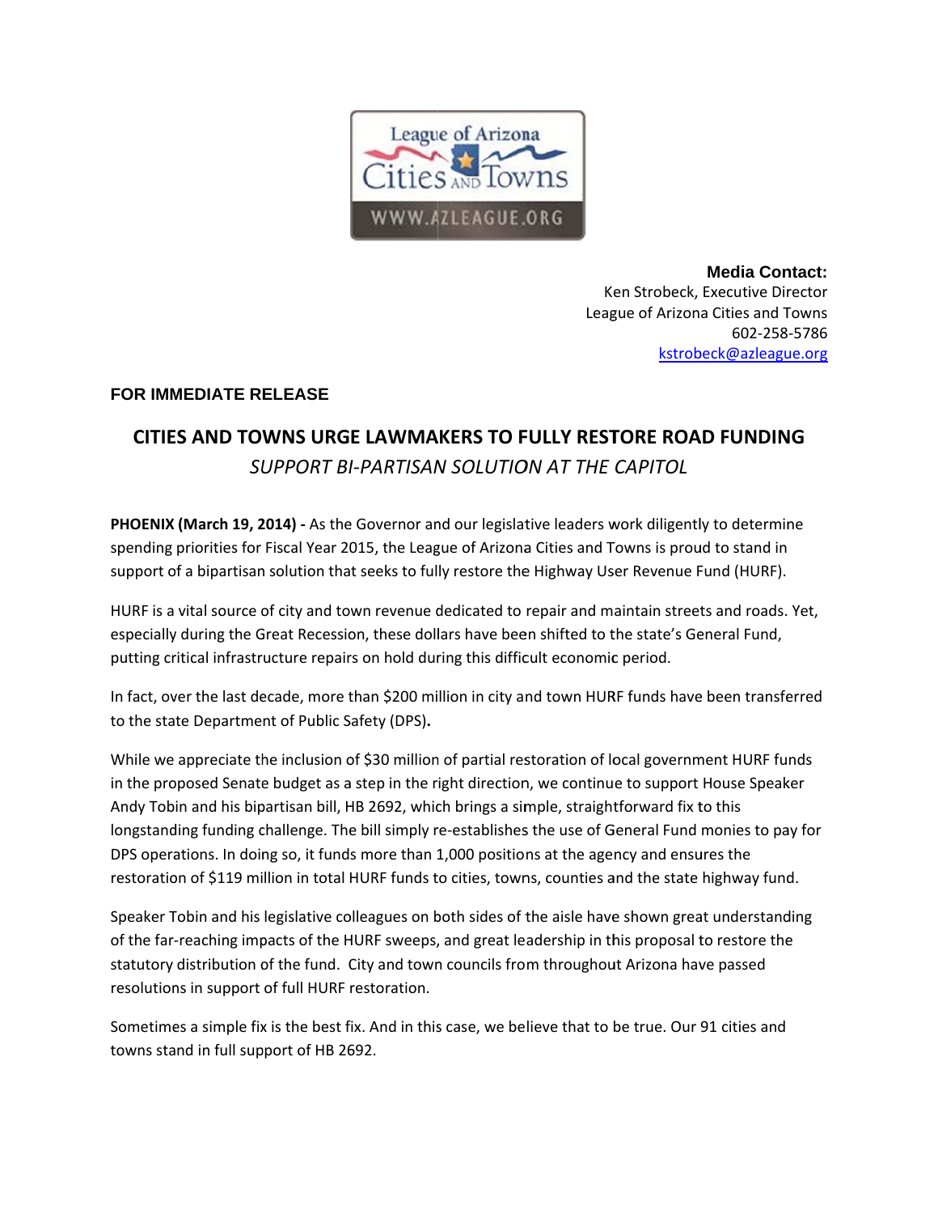**Media Contact:**
Ken Strobeck, Executive Director
League of Arizona Cities and Towns
602-258-5786
kstrobeck@azleague.org

**FOR IMMEDIATE RELEASE**

# CITIES AND TOWNS URGE LAWMAKERS TO FULLY RESTORE ROAD FUNDING

*SUPPORT BI-PARTISAN SOLUTION AT THE CAPITOL*

**PHOENIX (March 19, 2014) -** As the Governor and our legislative leaders work diligently to determine spending priorities for Fiscal Year 2015, the League of Arizona Cities and Towns is proud to stand in support of a bipartisan solution that seeks to fully restore the Highway User Revenue Fund (HURF).

HURF is a vital source of city and town revenue dedicated to repair and maintain streets and roads. Yet, especially during the Great Recession, these dollars have been shifted to the state's General Fund, putting critical infrastructure repairs on hold during this difficult economic period.

In fact, over the last decade, more than $200 million in city and town HURF funds have been transferred to the state Department of Public Safety (DPS)**.**

While we appreciate the inclusion of $30 million of partial restoration of local government HURF funds in the proposed Senate budget as a step in the right direction, we continue to support House Speaker Andy Tobin and his bipartisan bill, HB 2692, which brings a simple, straightforward fix to this longstanding funding challenge. The bill simply re-establishes the use of General Fund monies to pay for DPS operations. In doing so, it funds more than 1,000 positions at the agency and ensures the restoration of $119 million in total HURF funds to cities, towns, counties and the state highway fund.

Speaker Tobin and his legislative colleagues on both sides of the aisle have shown great understanding of the far-reaching impacts of the HURF sweeps, and great leadership in this proposal to restore the statutory distribution of the fund. City and town councils from throughout Arizona have passed resolutions in support of full HURF restoration.

Sometimes a simple fix is the best fix. And in this case, we believe that to be true. Our 91 cities and towns stand in full support of HB 2692.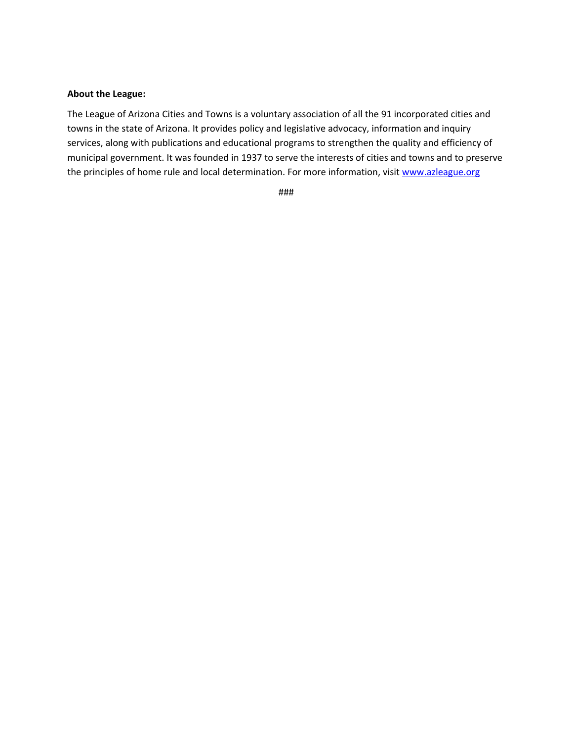**About the League:**

The League of Arizona Cities and Towns is a voluntary association of all the 91 incorporated cities and towns in the state of Arizona. It provides policy and legislative advocacy, information and inquiry services, along with publications and educational programs to strengthen the quality and efficiency of municipal government. It was founded in 1937 to serve the interests of cities and towns and to preserve the principles of home rule and local determination. For more information, visit [www.azleague.org](http://www.azleague.org)

###